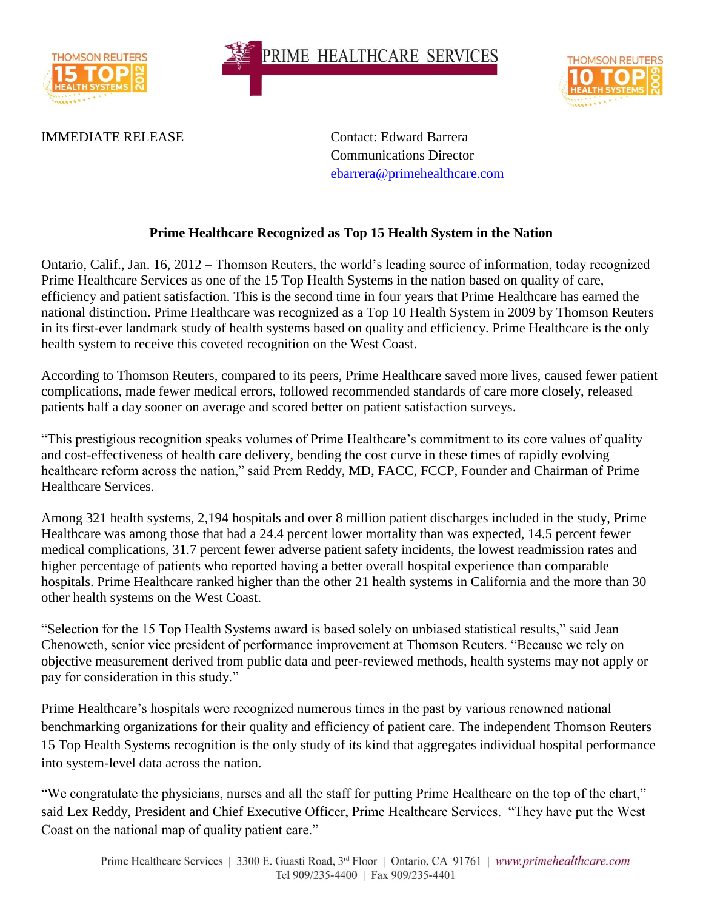PRIME HEALTHCARE SERVICES

IMMEDIATE RELEASE

Contact: Edward Barrera
Communications Director
ebarrera@primehealthcare.com

## Prime Healthcare Recognized as Top 15 Health System in the Nation

Ontario, Calif., Jan. 16, 2012 – Thomson Reuters, the world's leading source of information, today recognized Prime Healthcare Services as one of the 15 Top Health Systems in the nation based on quality of care, efficiency and patient satisfaction. This is the second time in four years that Prime Healthcare has earned the national distinction. Prime Healthcare was recognized as a Top 10 Health System in 2009 by Thomson Reuters in its first-ever landmark study of health systems based on quality and efficiency. Prime Healthcare is the only health system to receive this coveted recognition on the West Coast.

According to Thomson Reuters, compared to its peers, Prime Healthcare saved more lives, caused fewer patient complications, made fewer medical errors, followed recommended standards of care more closely, released patients half a day sooner on average and scored better on patient satisfaction surveys.

"This prestigious recognition speaks volumes of Prime Healthcare's commitment to its core values of quality and cost-effectiveness of health care delivery, bending the cost curve in these times of rapidly evolving healthcare reform across the nation," said Prem Reddy, MD, FACC, FCCP, Founder and Chairman of Prime Healthcare Services.

Among 321 health systems, 2,194 hospitals and over 8 million patient discharges included in the study, Prime Healthcare was among those that had a 24.4 percent lower mortality than was expected, 14.5 percent fewer medical complications, 31.7 percent fewer adverse patient safety incidents, the lowest readmission rates and higher percentage of patients who reported having a better overall hospital experience than comparable hospitals. Prime Healthcare ranked higher than the other 21 health systems in California and the more than 30 other health systems on the West Coast.

"Selection for the 15 Top Health Systems award is based solely on unbiased statistical results," said Jean Chenoweth, senior vice president of performance improvement at Thomson Reuters. "Because we rely on objective measurement derived from public data and peer-reviewed methods, health systems may not apply or pay for consideration in this study."

Prime Healthcare's hospitals were recognized numerous times in the past by various renowned national benchmarking organizations for their quality and efficiency of patient care. The independent Thomson Reuters 15 Top Health Systems recognition is the only study of its kind that aggregates individual hospital performance into system-level data across the nation.

"We congratulate the physicians, nurses and all the staff for putting Prime Healthcare on the top of the chart," said Lex Reddy, President and Chief Executive Officer, Prime Healthcare Services. "They have put the West Coast on the national map of quality patient care."

Prime Healthcare Services | 3300 E. Guasti Road, 3rd Floor | Ontario, CA 91761 | www.primehealthcare.com
Tel 909/235-4400 | Fax 909/235-4401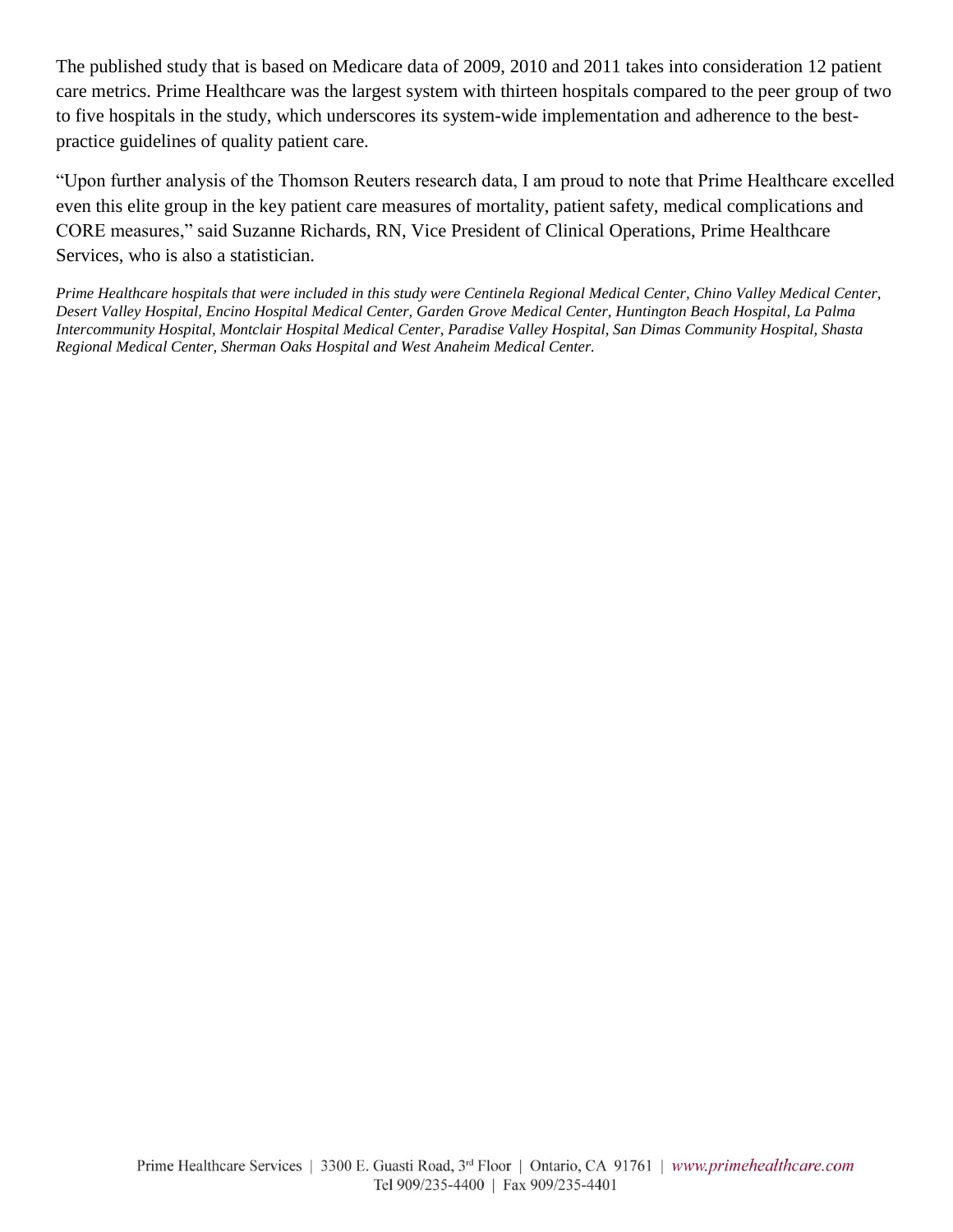The published study that is based on Medicare data of 2009, 2010 and 2011 takes into consideration 12 patient care metrics. Prime Healthcare was the largest system with thirteen hospitals compared to the peer group of two to five hospitals in the study, which underscores its system-wide implementation and adherence to the best-practice guidelines of quality patient care.

"Upon further analysis of the Thomson Reuters research data, I am proud to note that Prime Healthcare excelled even this elite group in the key patient care measures of mortality, patient safety, medical complications and CORE measures," said Suzanne Richards, RN, Vice President of Clinical Operations, Prime Healthcare Services, who is also a statistician.

*Prime Healthcare hospitals that were included in this study were Centinela Regional Medical Center, Chino Valley Medical Center, Desert Valley Hospital, Encino Hospital Medical Center, Garden Grove Medical Center, Huntington Beach Hospital, La Palma Intercommunity Hospital, Montclair Hospital Medical Center, Paradise Valley Hospital, San Dimas Community Hospital, Shasta Regional Medical Center, Sherman Oaks Hospital and West Anaheim Medical Center.*

Prime Healthcare Services | 3300 E. Guasti Road, 3rd Floor | Ontario, CA 91761 | www.primehealthcare.com
Tel 909/235-4400 | Fax 909/235-4401